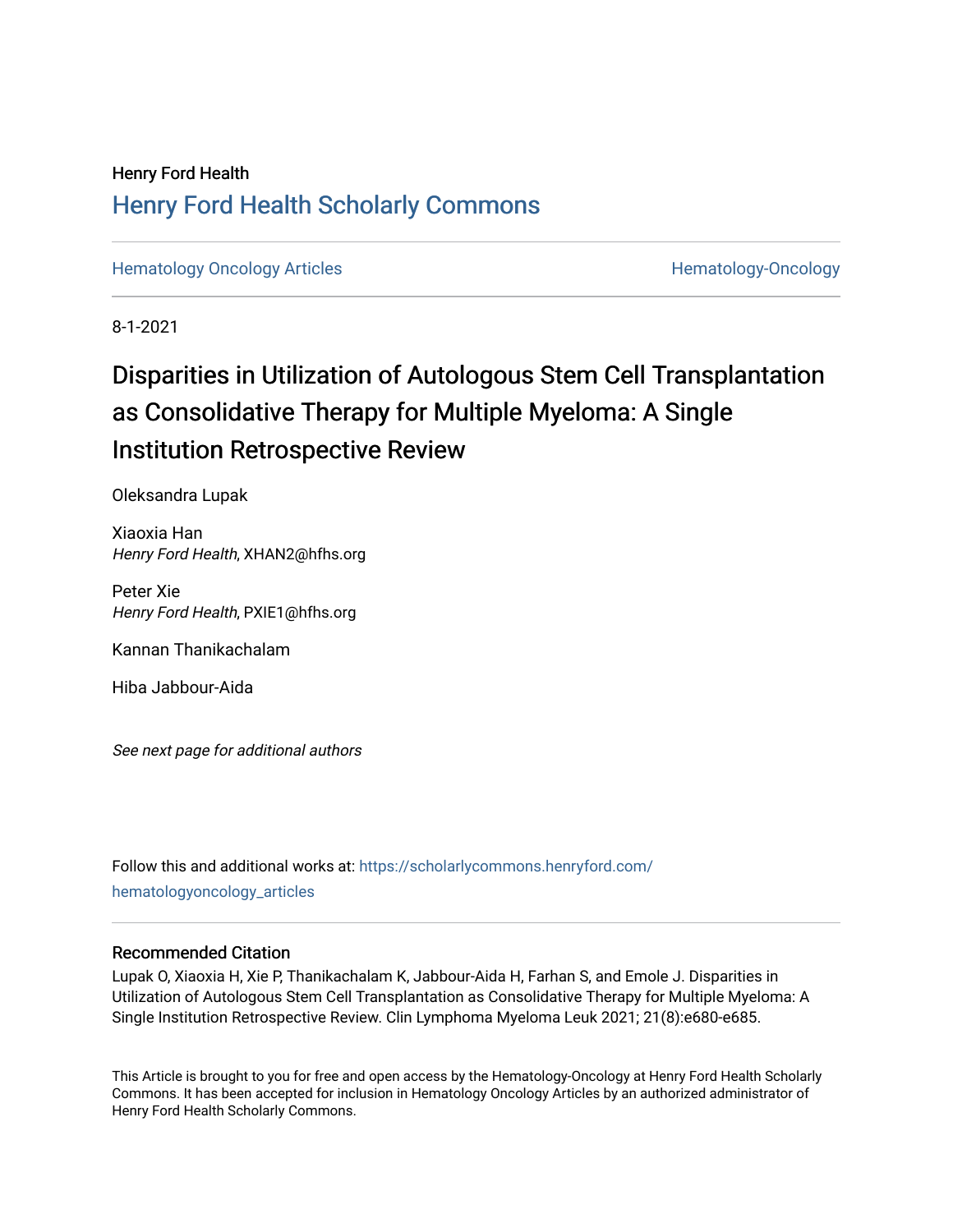Henry Ford Health

# Henry Ford Health Scholarly Commons

Hematology Oncology Articles | Hematology-Oncology

8-1-2021

# Disparities in Utilization of Autologous Stem Cell Transplantation as Consolidative Therapy for Multiple Myeloma: A Single Institution Retrospective Review

Oleksandra Lupak

Xiaoxia Han
*Henry Ford Health*, XHAN2@hfhs.org

Peter Xie
*Henry Ford Health*, PXIE1@hfhs.org

Kannan Thanikachalam

Hiba Jabbour-Aida

*See next page for additional authors*

Follow this and additional works at: https://scholarlycommons.henryford.com/hematologyoncology_articles

## Recommended Citation

Lupak O, Xiaoxia H, Xie P, Thanikachalam K, Jabbour-Aida H, Farhan S, and Emole J. Disparities in Utilization of Autologous Stem Cell Transplantation as Consolidative Therapy for Multiple Myeloma: A Single Institution Retrospective Review. Clin Lymphoma Myeloma Leuk 2021; 21(8):e680-e685.

This Article is brought to you for free and open access by the Hematology-Oncology at Henry Ford Health Scholarly Commons. It has been accepted for inclusion in Hematology Oncology Articles by an authorized administrator of Henry Ford Health Scholarly Commons.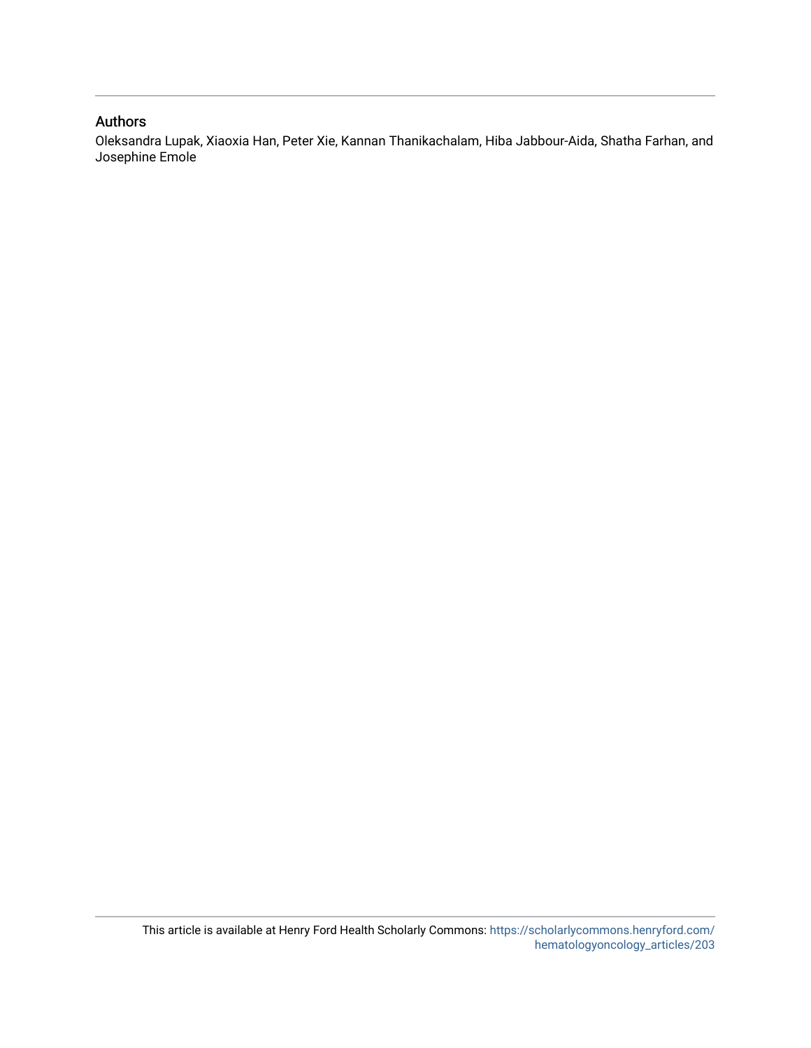## Authors

Oleksandra Lupak, Xiaoxia Han, Peter Xie, Kannan Thanikachalam, Hiba Jabbour-Aida, Shatha Farhan, and Josephine Emole

This article is available at Henry Ford Health Scholarly Commons: https://scholarlycommons.henryford.com/hematologyoncology_articles/203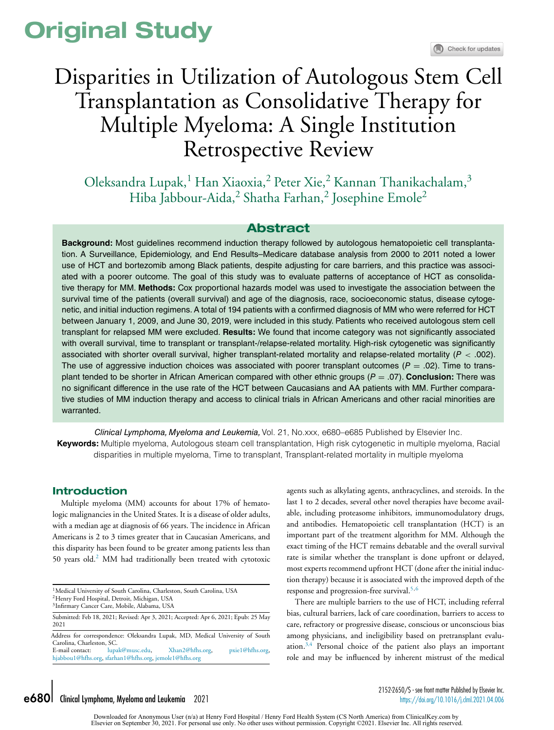# Original Study

# Disparities in Utilization of Autologous Stem Cell Transplantation as Consolidative Therapy for Multiple Myeloma: A Single Institution Retrospective Review

Oleksandra Lupak,[1] Han Xiaoxia,[2] Peter Xie,[2] Kannan Thanikachalam,[3] Hiba Jabbour-Aida,[2] Shatha Farhan,[2] Josephine Emole[2]

## Abstract

**Background:** Most guidelines recommend induction therapy followed by autologous hematopoietic cell transplantation. A Surveillance, Epidemiology, and End Results–Medicare database analysis from 2000 to 2011 noted a lower use of HCT and bortezomib among Black patients, despite adjusting for care barriers, and this practice was associated with a poorer outcome. The goal of this study was to evaluate patterns of acceptance of HCT as consolidative therapy for MM. **Methods:** Cox proportional hazards model was used to investigate the association between the survival time of the patients (overall survival) and age of the diagnosis, race, socioeconomic status, disease cytogenetic, and initial induction regimens. A total of 194 patients with a confirmed diagnosis of MM who were referred for HCT between January 1, 2009, and June 30, 2019, were included in this study. Patients who received autologous stem cell transplant for relapsed MM were excluded. **Results:** We found that income category was not significantly associated with overall survival, time to transplant or transplant-/relapse-related mortality. High-risk cytogenetic was significantly associated with shorter overall survival, higher transplant-related mortality and relapse-related mortality ($P < .002$). The use of aggressive induction choices was associated with poorer transplant outcomes ($P = .02$). Time to transplant tended to be shorter in African American compared with other ethnic groups ($P = .07$). **Conclusion:** There was no significant difference in the use rate of the HCT between Caucasians and AA patients with MM. Further comparative studies of MM induction therapy and access to clinical trials in African Americans and other racial minorities are warranted.

*Clinical Lymphoma, Myeloma and Leukemia,* Vol. 21, No.xxx, e680–e685 Published by Elsevier Inc.

**Keywords:** Multiple myeloma, Autologous steam cell transplantation, High risk cytogenetic in multiple myeloma, Racial disparities in multiple myeloma, Time to transplant, Transplant-related mortality in multiple myeloma

## Introduction

Multiple myeloma (MM) accounts for about 17% of hematologic malignancies in the United States. It is a disease of older adults, with a median age at diagnosis of 66 years. The incidence in African Americans is 2 to 3 times greater that in Caucasian Americans, and this disparity has been found to be greater among patients less than 50 years old.[2] MM had traditionally been treated with cytotoxic agents such as alkylating agents, anthracyclines, and steroids. In the last 1 to 2 decades, several other novel therapies have become available, including proteasome inhibitors, immunomodulatory drugs, and antibodies. Hematopoietic cell transplantation (HCT) is an important part of the treatment algorithm for MM. Although the exact timing of the HCT remains debatable and the overall survival rate is similar whether the transplant is done upfront or delayed, most experts recommend upfront HCT (done after the initial induction therapy) because it is associated with the improved depth of the response and progression-free survival.[5,6]

There are multiple barriers to the use of HCT, including referral bias, cultural barriers, lack of care coordination, barriers to access to care, refractory or progressive disease, conscious or unconscious bias among physicians, and ineligibility based on pretransplant evaluation.[3,4] Personal choice of the patient also plays an important role and may be influenced by inherent mistrust of the medical

---

[1]Medical University of South Carolina, Charleston, South Carolina, USA
[2]Henry Ford Hospital, Detroit, Michigan, USA
[3]Infirmary Cancer Care, Mobile, Alabama, USA

Submitted: Feb 18, 2021; Revised: Apr 3, 2021; Accepted: Apr 6, 2021; Epub: 25 May 2021

Address for correspondence: Oleksandra Lupak, MD, Medical University of South Carolina, Charleston, SC.
E-mail contact: lupak@musc.edu, Xhan2@hfhs.org, pxie1@hfhs.org, hjabbou1@hfhs.org, sfarhan1@hfhs.org, jemole1@hfhs.org

2152-2650/$ - see front matter Published by Elsevier Inc.
https://doi.org/10.1016/j.clml.2021.04.006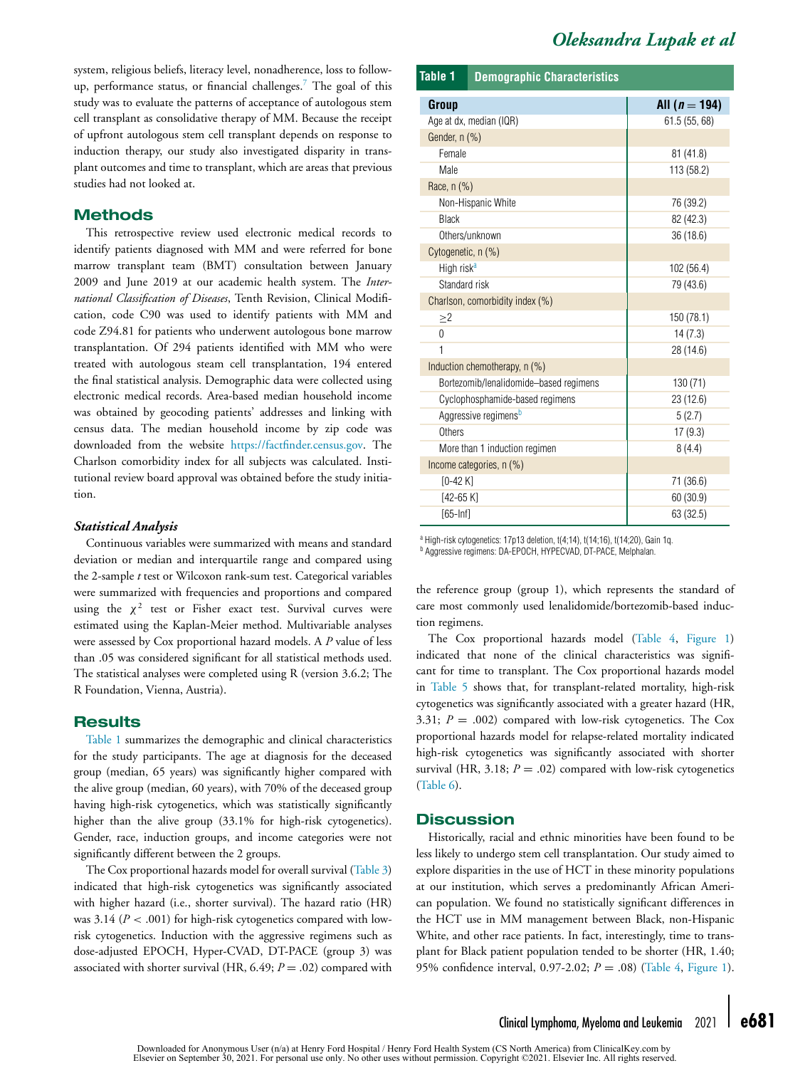system, religious beliefs, literacy level, nonadherence, loss to follow-up, performance status, or financial challenges.[7] The goal of this study was to evaluate the patterns of acceptance of autologous stem cell transplant as consolidative therapy of MM. Because the receipt of upfront autologous stem cell transplant depends on response to induction therapy, our study also investigated disparity in transplant outcomes and time to transplant, which are areas that previous studies had not looked at.

## Methods

This retrospective review used electronic medical records to identify patients diagnosed with MM and were referred for bone marrow transplant team (BMT) consultation between January 2009 and June 2019 at our academic health system. The *International Classification of Diseases*, Tenth Revision, Clinical Modification, code C90 was used to identify patients with MM and code Z94.81 for patients who underwent autologous bone marrow transplantation. Of 294 patients identified with MM who were treated with autologous steam cell transplantation, 194 entered the final statistical analysis. Demographic data were collected using electronic medical records. Area-based median household income was obtained by geocoding patients' addresses and linking with census data. The median household income by zip code was downloaded from the website https://factfinder.census.gov. The Charlson comorbidity index for all subjects was calculated. Institutional review board approval was obtained before the study initiation.

### Statistical Analysis

Continuous variables were summarized with means and standard deviation or median and interquartile range and compared using the 2-sample *t* test or Wilcoxon rank-sum test. Categorical variables were summarized with frequencies and proportions and compared using the $\chi^2$ test or Fisher exact test. Survival curves were estimated using the Kaplan-Meier method. Multivariable analyses were assessed by Cox proportional hazard models. A *P* value of less than .05 was considered significant for all statistical methods used. The statistical analyses were completed using R (version 3.6.2; The R Foundation, Vienna, Austria).

## Results

Table 1 summarizes the demographic and clinical characteristics for the study participants. The age at diagnosis for the deceased group (median, 65 years) was significantly higher compared with the alive group (median, 60 years), with 70% of the deceased group having high-risk cytogenetics, which was statistically significantly higher than the alive group (33.1% for high-risk cytogenetics). Gender, race, induction groups, and income categories were not significantly different between the 2 groups.

The Cox proportional hazards model for overall survival (Table 3) indicated that high-risk cytogenetics was significantly associated with higher hazard (i.e., shorter survival). The hazard ratio (HR) was 3.14 ($P < .001$) for high-risk cytogenetics compared with low-risk cytogenetics. Induction with the aggressive regimens such as dose-adjusted EPOCH, Hyper-CVAD, DT-PACE (group 3) was associated with shorter survival (HR, 6.49; $P = .02$) compared with the reference group (group 1), which represents the standard of care most commonly used lenalidomide/bortezomib-based induction regimens.

**Table 1 Demographic Characteristics**

| Group | All ($n = 194$) |
|---|---|
| Age at dx, median (IQR) | 61.5 (55, 68) |
| Gender, n (%) | |
| Female | 81 (41.8) |
| Male | 113 (58.2) |
| Race, n (%) | |
| Non-Hispanic White | 76 (39.2) |
| Black | 82 (42.3) |
| Others/unknown | 36 (18.6) |
| Cytogenetic, n (%) | |
| High risk[a] | 102 (56.4) |
| Standard risk | 79 (43.6) |
| Charlson, comorbidity index (%) | |
| ≥2 | 150 (78.1) |
| 0 | 14 (7.3) |
| 1 | 28 (14.6) |
| Induction chemotherapy, n (%) | |
| Bortezomib/lenalidomide–based regimens | 130 (71) |
| Cyclophosphamide-based regimens | 23 (12.6) |
| Aggressive regimens[b] | 5 (2.7) |
| Others | 17 (9.3) |
| More than 1 induction regimen | 8 (4.4) |
| Income categories, n (%) | |
| [0-42 K] | 71 (36.6) |
| [42-65 K] | 60 (30.9) |
| [65-Inf] | 63 (32.5) |

[a] High-risk cytogenetics: 17p13 deletion, t(4;14), t(14;16), t(14;20), Gain 1q.
[b] Aggressive regimens: DA-EPOCH, HYPECVAD, DT-PACE, Melphalan.

The Cox proportional hazards model (Table 4, Figure 1) indicated that none of the clinical characteristics was significant for time to transplant. The Cox proportional hazards model in Table 5 shows that, for transplant-related mortality, high-risk cytogenetics was significantly associated with a greater hazard (HR, 3.31; $P = .002$) compared with low-risk cytogenetics. The Cox proportional hazards model for relapse-related mortality indicated high-risk cytogenetics was significantly associated with shorter survival (HR, 3.18; $P = .02$) compared with low-risk cytogenetics (Table 6).

## Discussion

Historically, racial and ethnic minorities have been found to be less likely to undergo stem cell transplantation. Our study aimed to explore disparities in the use of HCT in these minority populations at our institution, which serves a predominantly African American population. We found no statistically significant differences in the HCT use in MM management between Black, non-Hispanic White, and other race patients. In fact, interestingly, time to transplant for Black patient population tended to be shorter (HR, 1.40; 95% confidence interval, 0.97-2.02; $P = .08$) (Table 4, Figure 1).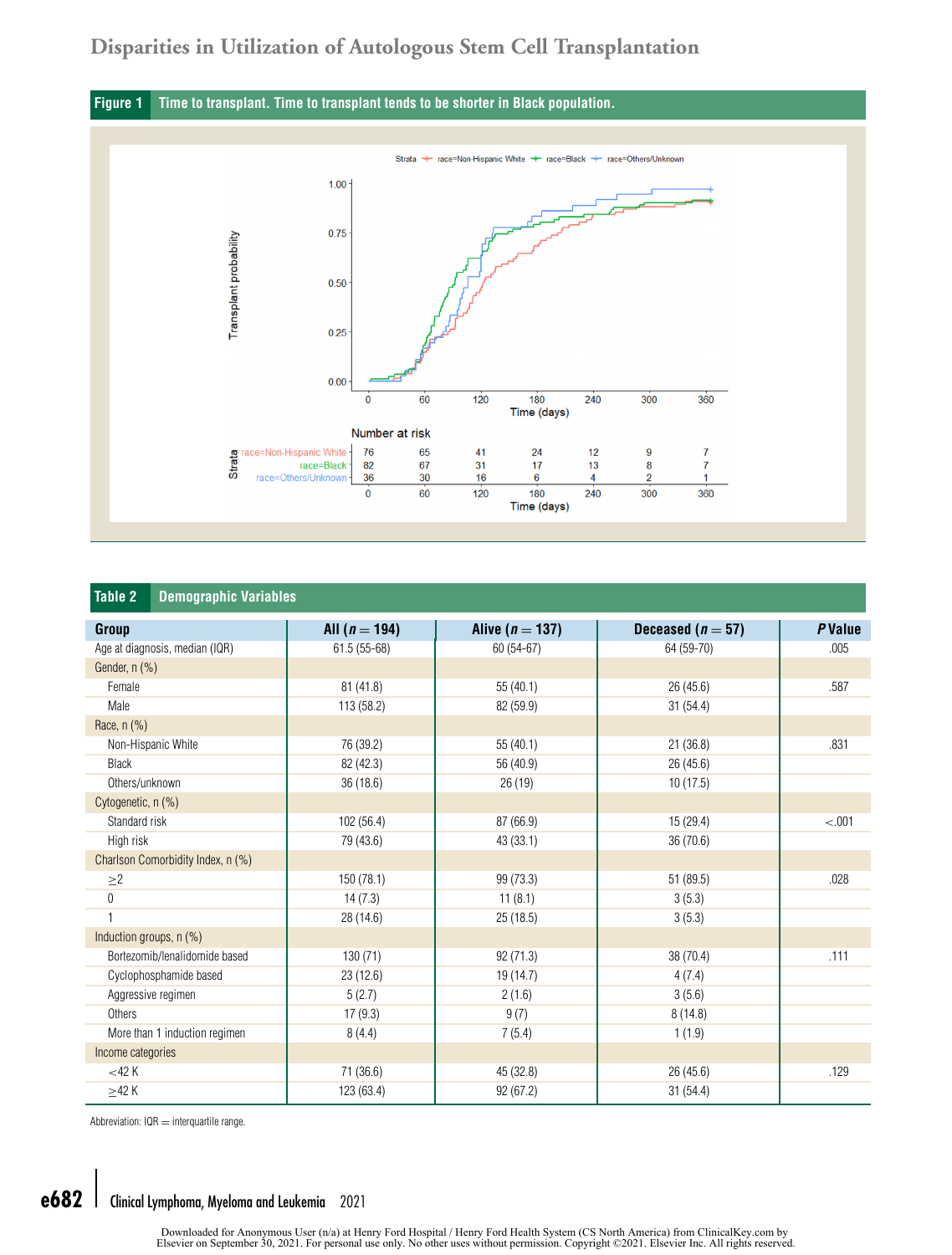**Figure 1** Time to transplant. Time to transplant tends to be shorter in Black population.

**Table 2** Demographic Variables

| Group | All ($n = 194$) | Alive ($n = 137$) | Deceased ($n = 57$) | *P* Value |
|---|---|---|---|---|
| Age at diagnosis, median (IQR) | 61.5 (55-68) | 60 (54-67) | 64 (59-70) | .005 |
| Gender, n (%) | | | | |
| Female | 81 (41.8) | 55 (40.1) | 26 (45.6) | .587 |
| Male | 113 (58.2) | 82 (59.9) | 31 (54.4) | |
| Race, n (%) | | | | |
| Non-Hispanic White | 76 (39.2) | 55 (40.1) | 21 (36.8) | .831 |
| Black | 82 (42.3) | 56 (40.9) | 26 (45.6) | |
| Others/unknown | 36 (18.6) | 26 (19) | 10 (17.5) | |
| Cytogenetic, n (%) | | | | |
| Standard risk | 102 (56.4) | 87 (66.9) | 15 (29.4) | <.001 |
| High risk | 79 (43.6) | 43 (33.1) | 36 (70.6) | |
| Charlson Comorbidity Index, n (%) | | | | |
| ≥2 | 150 (78.1) | 99 (73.3) | 51 (89.5) | .028 |
| 0 | 14 (7.3) | 11 (8.1) | 3 (5.3) | |
| 1 | 28 (14.6) | 25 (18.5) | 3 (5.3) | |
| Induction groups, n (%) | | | | |
| Bortezomib/lenalidomide based | 130 (71) | 92 (71.3) | 38 (70.4) | .111 |
| Cyclophosphamide based | 23 (12.6) | 19 (14.7) | 4 (7.4) | |
| Aggressive regimen | 5 (2.7) | 2 (1.6) | 3 (5.6) | |
| Others | 17 (9.3) | 9 (7) | 8 (14.8) | |
| More than 1 induction regimen | 8 (4.4) | 7 (5.4) | 1 (1.9) | |
| Income categories | | | | |
| <42 K | 71 (36.6) | 45 (32.8) | 26 (45.6) | .129 |
| ≥42 K | 123 (63.4) | 92 (67.2) | 31 (54.4) | |

Abbreviation: IQR = interquartile range.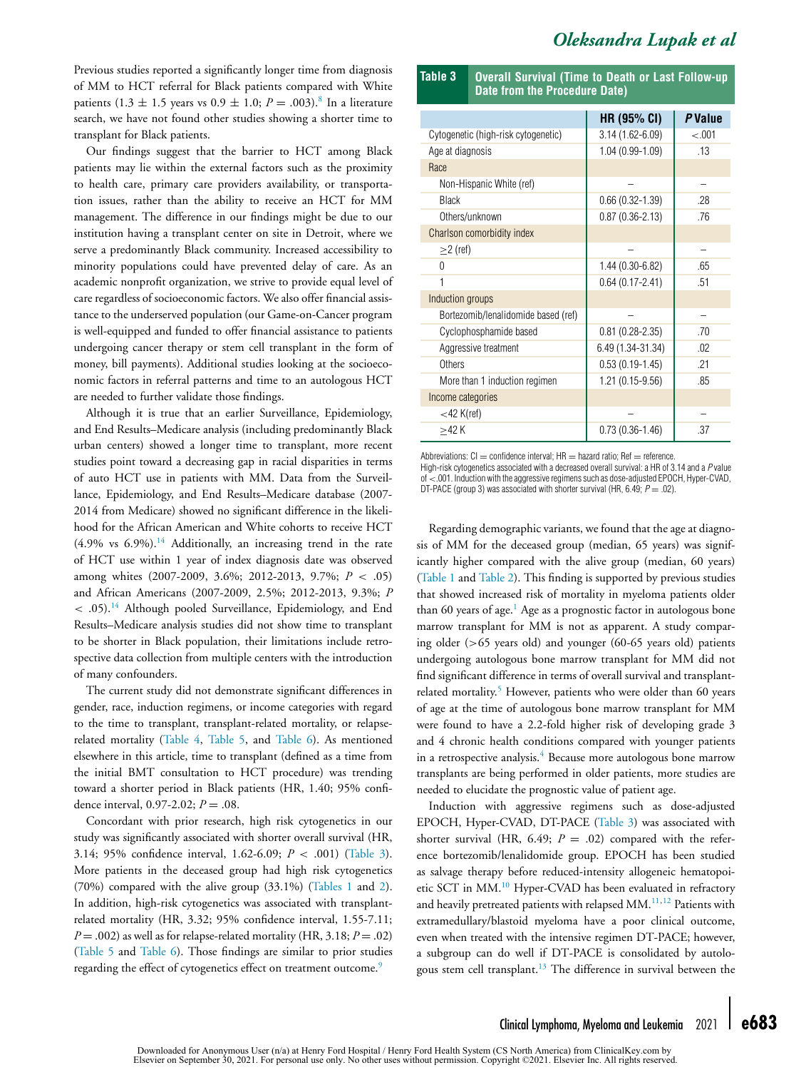Previous studies reported a significantly longer time from diagnosis of MM to HCT referral for Black patients compared with White patients (1.3 ± 1.5 years vs 0.9 ± 1.0; $P = .003$).[8] In a literature search, we have not found other studies showing a shorter time to transplant for Black patients.

Our findings suggest that the barrier to HCT among Black patients may lie within the external factors such as the proximity to health care, primary care providers availability, or transportation issues, rather than the ability to receive an HCT for MM management. The difference in our findings might be due to our institution having a transplant center on site in Detroit, where we serve a predominantly Black community. Increased accessibility to minority populations could have prevented delay of care. As an academic nonprofit organization, we strive to provide equal level of care regardless of socioeconomic factors. We also offer financial assistance to the underserved population (our Game-on-Cancer program is well-equipped and funded to offer financial assistance to patients undergoing cancer therapy or stem cell transplant in the form of money, bill payments). Additional studies looking at the socioeconomic factors in referral patterns and time to an autologous HCT are needed to further validate those findings.

Although it is true that an earlier Surveillance, Epidemiology, and End Results–Medicare analysis (including predominantly Black urban centers) showed a longer time to transplant, more recent studies point toward a decreasing gap in racial disparities in terms of auto HCT use in patients with MM. Data from the Surveillance, Epidemiology, and End Results–Medicare database (2007-2014 from Medicare) showed no significant difference in the likelihood for the African American and White cohorts to receive HCT (4.9% vs 6.9%).[14] Additionally, an increasing trend in the rate of HCT use within 1 year of index diagnosis date was observed among whites (2007-2009, 3.6%; 2012-2013, 9.7%; $P < .05$) and African Americans (2007-2009, 2.5%; 2012-2013, 9.3%; $P < .05$).[14] Although pooled Surveillance, Epidemiology, and End Results–Medicare analysis studies did not show time to transplant to be shorter in Black population, their limitations include retrospective data collection from multiple centers with the introduction of many confounders.

The current study did not demonstrate significant differences in gender, race, induction regimens, or income categories with regard to the time to transplant, transplant-related mortality, or relapse-related mortality (Table 4, Table 5, and Table 6). As mentioned elsewhere in this article, time to transplant (defined as a time from the initial BMT consultation to HCT procedure) was trending toward a shorter period in Black patients (HR, 1.40; 95% confidence interval, 0.97-2.02; $P = .08$.

Concordant with prior research, high risk cytogenetics in our study was significantly associated with shorter overall survival (HR, 3.14; 95% confidence interval, 1.62-6.09; $P < .001$) (Table 3). More patients in the deceased group had high risk cytogenetics (70%) compared with the alive group (33.1%) (Tables 1 and 2). In addition, high-risk cytogenetics was associated with transplant-related mortality (HR, 3.32; 95% confidence interval, 1.55-7.11; $P = .002$) as well as for relapse-related mortality (HR, 3.18; $P = .02$) (Table 5 and Table 6). Those findings are similar to prior studies regarding the effect of cytogenetics effect on treatment outcome.[9]

**Table 3 Overall Survival (Time to Death or Last Follow-up Date from the Procedure Date)**

| | HR (95% CI) | *P* Value |
|---|---|---|
| Cytogenetic (high-risk cytogenetic) | 3.14 (1.62-6.09) | <.001 |
| Age at diagnosis | 1.04 (0.99-1.09) | .13 |
| Race | | |
| Non-Hispanic White (ref) | – | – |
| Black | 0.66 (0.32-1.39) | .28 |
| Others/unknown | 0.87 (0.36-2.13) | .76 |
| Charlson comorbidity index | | |
| ≥2 (ref) | – | – |
| 0 | 1.44 (0.30-6.82) | .65 |
| 1 | 0.64 (0.17-2.41) | .51 |
| Induction groups | | |
| Bortezomib/lenalidomide based (ref) | – | – |
| Cyclophosphamide based | 0.81 (0.28-2.35) | .70 |
| Aggressive treatment | 6.49 (1.34-31.34) | .02 |
| Others | 0.53 (0.19-1.45) | .21 |
| More than 1 induction regimen | 1.21 (0.15-9.56) | .85 |
| Income categories | | |
| <42 K(ref) | – | – |
| ≥42 K | 0.73 (0.36-1.46) | .37 |

Abbreviations: CI = confidence interval; HR = hazard ratio; Ref = reference.
High-risk cytogenetics associated with a decreased overall survival: a HR of 3.14 and a *P* value of <.001. Induction with the aggressive regimens such as dose-adjusted EPOCH, Hyper-CVAD, DT-PACE (group 3) was associated with shorter survival (HR, 6.49; $P = .02$).

Regarding demographic variants, we found that the age at diagnosis of MM for the deceased group (median, 65 years) was significantly higher compared with the alive group (median, 60 years) (Table 1 and Table 2). This finding is supported by previous studies that showed increased risk of mortality in myeloma patients older than 60 years of age.[1] Age as a prognostic factor in autologous bone marrow transplant for MM is not as apparent. A study comparing older (>65 years old) and younger (60-65 years old) patients undergoing autologous bone marrow transplant for MM did not find significant difference in terms of overall survival and transplant-related mortality.[5] However, patients who were older than 60 years of age at the time of autologous bone marrow transplant for MM were found to have a 2.2-fold higher risk of developing grade 3 and 4 chronic health conditions compared with younger patients in a retrospective analysis.[4] Because more autologous bone marrow transplants are being performed in older patients, more studies are needed to elucidate the prognostic value of patient age.

Induction with aggressive regimens such as dose-adjusted EPOCH, Hyper-CVAD, DT-PACE (Table 3) was associated with shorter survival (HR, 6.49; $P = .02$) compared with the reference bortezomib/lenalidomide group. EPOCH has been studied as salvage therapy before reduced-intensity allogeneic hematopoietic SCT in MM.[10] Hyper-CVAD has been evaluated in refractory and heavily pretreated patients with relapsed MM.[11,12] Patients with extramedullary/blastoid myeloma have a poor clinical outcome, even when treated with the intensive regimen DT-PACE; however, a subgroup can do well if DT-PACE is consolidated by autologous stem cell transplant.[13] The difference in survival between the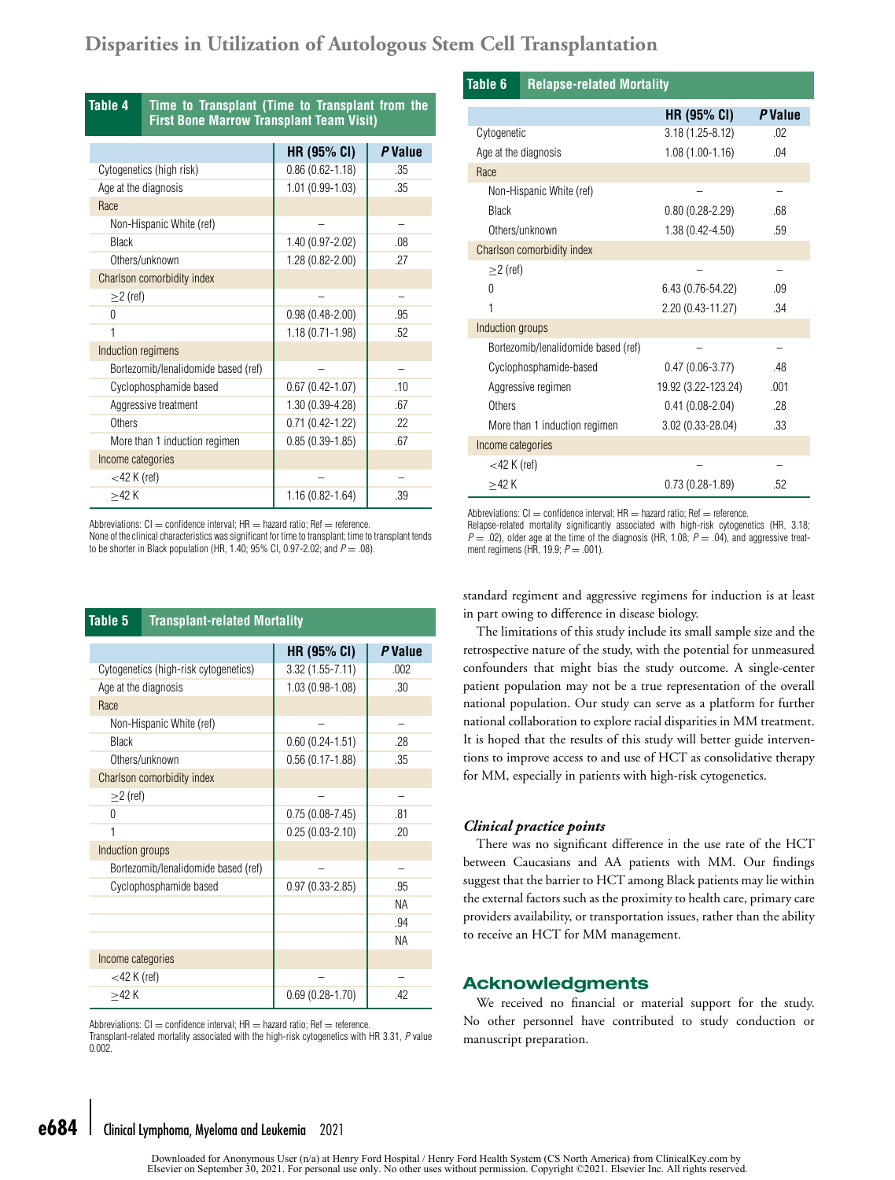**Table 4 Time to Transplant (Time to Transplant from the First Bone Marrow Transplant Team Visit)**

| | HR (95% CI) | P Value |
|---|---|---|
| Cytogenetics (high risk) | 0.86 (0.62-1.18) | .35 |
| Age at the diagnosis | 1.01 (0.99-1.03) | .35 |
| Race | | |
| Non-Hispanic White (ref) | – | – |
| Black | 1.40 (0.97-2.02) | .08 |
| Others/unknown | 1.28 (0.82-2.00) | .27 |
| Charlson comorbidity index | | |
| ≥2 (ref) | – | – |
| 0 | 0.98 (0.48-2.00) | .95 |
| 1 | 1.18 (0.71-1.98) | .52 |
| Induction regimens | | |
| Bortezomib/lenalidomide based (ref) | – | – |
| Cyclophosphamide based | 0.67 (0.42-1.07) | .10 |
| Aggressive treatment | 1.30 (0.39-4.28) | .67 |
| Others | 0.71 (0.42-1.22) | .22 |
| More than 1 induction regimen | 0.85 (0.39-1.85) | .67 |
| Income categories | | |
| <42 K (ref) | – | – |
| ≥42 K | 1.16 (0.82-1.64) | .39 |

Abbreviations: CI = confidence interval; HR = hazard ratio; Ref = reference.
None of the clinical characteristics was significant for time to transplant; time to transplant tends to be shorter in Black population (HR, 1.40; 95% CI, 0.97-2.02; and $P = .08$).

**Table 5 Transplant-related Mortality**

| | HR (95% CI) | P Value |
|---|---|---|
| Cytogenetics (high-risk cytogenetics) | 3.32 (1.55-7.11) | .002 |
| Age at the diagnosis | 1.03 (0.98-1.08) | .30 |
| Race | | |
| Non-Hispanic White (ref) | – | – |
| Black | 0.60 (0.24-1.51) | .28 |
| Others/unknown | 0.56 (0.17-1.88) | .35 |
| Charlson comorbidity index | | |
| ≥2 (ref) | – | – |
| 0 | 0.75 (0.08-7.45) | .81 |
| 1 | 0.25 (0.03-2.10) | .20 |
| Induction groups | | |
| Bortezomib/lenalidomide based (ref) | – | – |
| Cyclophosphamide based | 0.97 (0.33-2.85) | .95 |
| | | NA |
| | | .94 |
| | | NA |
| Income categories | | |
| <42 K (ref) | – | – |
| ≥42 K | 0.69 (0.28-1.70) | .42 |

Abbreviations: CI = confidence interval; HR = hazard ratio; Ref = reference.
Transplant-related mortality associated with the high-risk cytogenetics with HR 3.31, $P$ value 0.002.

**Table 6 Relapse-related Mortality**

| | HR (95% CI) | P Value |
|---|---|---|
| Cytogenetic | 3.18 (1.25-8.12) | .02 |
| Age at the diagnosis | 1.08 (1.00-1.16) | .04 |
| Race | | |
| Non-Hispanic White (ref) | – | – |
| Black | 0.80 (0.28-2.29) | .68 |
| Others/unknown | 1.38 (0.42-4.50) | .59 |
| Charlson comorbidity index | | |
| ≥2 (ref) | – | – |
| 0 | 6.43 (0.76-54.22) | .09 |
| 1 | 2.20 (0.43-11.27) | .34 |
| Induction groups | | |
| Bortezomib/lenalidomide based (ref) | – | – |
| Cyclophosphamide-based | 0.47 (0.06-3.77) | .48 |
| Aggressive regimen | 19.92 (3.22-123.24) | .001 |
| Others | 0.41 (0.08-2.04) | .28 |
| More than 1 induction regimen | 3.02 (0.33-28.04) | .33 |
| Income categories | | |
| <42 K (ref) | – | – |
| ≥42 K | 0.73 (0.28-1.89) | .52 |

Abbreviations: CI = confidence interval; HR = hazard ratio; Ref = reference.
Relapse-related mortality significantly associated with high-risk cytogenetics (HR, 3.18; $P = .02$), older age at the time of the diagnosis (HR, 1.08; $P = .04$), and aggressive treatment regimens (HR, 19.9; $P = .001$).

standard regiment and aggressive regimens for induction is at least in part owing to difference in disease biology.

The limitations of this study include its small sample size and the retrospective nature of the study, with the potential for unmeasured confounders that might bias the study outcome. A single-center patient population may not be a true representation of the overall national population. Our study can serve as a platform for further national collaboration to explore racial disparities in MM treatment. It is hoped that the results of this study will better guide interventions to improve access to and use of HCT as consolidative therapy for MM, especially in patients with high-risk cytogenetics.

### *Clinical practice points*

There was no significant difference in the use rate of the HCT between Caucasians and AA patients with MM. Our findings suggest that the barrier to HCT among Black patients may lie within the external factors such as the proximity to health care, primary care providers availability, or transportation issues, rather than the ability to receive an HCT for MM management.

## Acknowledgments

We received no financial or material support for the study. No other personnel have contributed to study conduction or manuscript preparation.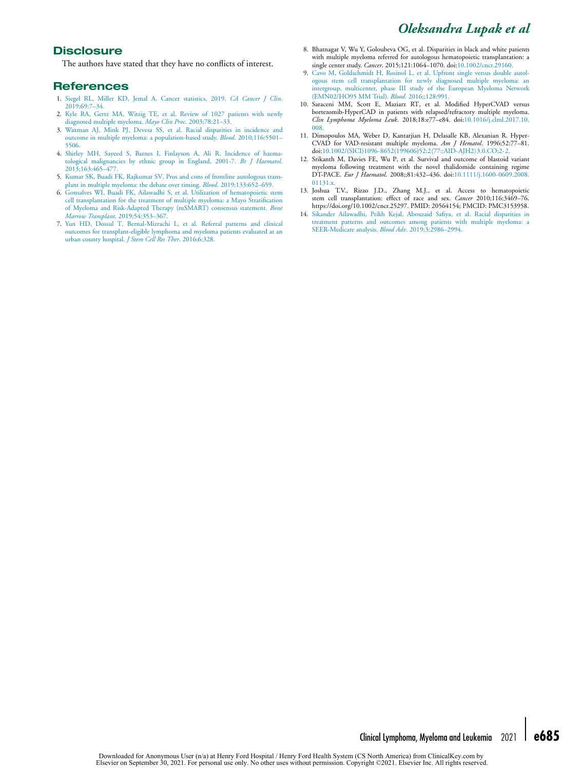## Disclosure

The authors have stated that they have no conflicts of interest.

## References

1. Siegel RL, Miller KD, Jemal A. Cancer statistics, 2019. *CA Cancer J Clin*. 2019;69:7–34.
2. Kyle RA, Gertz MA, Witzig TE, et al. Review of 1027 patients with newly diagnosed multiple myeloma. *Mayo Clin Proc*. 2003;78:21–33.
3. Waxman AJ, Mink PJ, Devesa SS, et al. Racial disparities in incidence and outcome in multiple myeloma: a population-based study. *Blood*. 2010;116:5501–5506.
4. Shirley MH, Sayeed S, Barnes I, Finlayson A, Ali R. Incidence of haematological malignancies by ethnic group in England, 2001-7. *Br J Haematol*. 2013;163:465–477.
5. Kumar SK, Buadi FK, Rajkumar SV. Pros and cons of frontline autologous transplant in multiple myeloma: the debate over timing. *Blood*. 2019;133:652–659.
6. Gonsalves WI, Buadi FK, Ailawadhi S, et al. Utilization of hematopoietic stem cell transplantation for the treatment of multiple myeloma: a Mayo Stratification of Myeloma and Risk-Adapted Therapy (mSMART) consensus statement. *Bone Marrow Transplant*. 2019;54:353–367.
7. Yun HD, Dossul T, Bernal-Mizrachi L, et al. Referral patterns and clinical outcomes for transplant-eligible lymphoma and myeloma patients evaluated at an urban county hospital. *J Stem Cell Res Ther*. 2016;6:328.
8. Bhatnagar V, Wu Y, Goloubeva OG, et al. Disparities in black and white patients with multiple myeloma referred for autologous hematopoietic transplantation: a single center study. *Cancer*. 2015;121:1064–1070. doi:10.1002/cncr.29160.
9. Cavo M, Goldschmidt H, Rosinol L, et al. Upfront single versus double autologous stem cell transplantation for newly diagnosed multiple myeloma: an intergroup, multicenter, phase III study of the European Myeloma Network (EMN02/HO95 MM Trial). *Blood*. 2016;;128:991.
10. Saraceni MM, Scott E, Maziarz RT, et al. Modified HyperCVAD versus bortezomib-HyperCAD in patients with relapsed/refractory multiple myeloma. *Clin Lymphoma Myeloma Leuk*. 2018;18:e77–e84. doi:10.1016/j.clml.2017.10.008.
11. Dimopoulos MA, Weber D, Kantarjian H, Delasalle KB, Alexanian R. Hyper-CVAD for VAD-resistant multiple myeloma. *Am J Hematol*. 1996;52:77–81. doi:10.1002/(SICI)1096-8652(199606)52:2(77::AID-AJH2)3.0.CO;2-2.
12. Srikanth M, Davies FE, Wu P, et al. Survival and outcome of blastoid variant myeloma following treatment with the novel thalidomide containing regime DT-PACE. *Eur J Haematol*. 2008;;81:432–436. doi:10.1111/j.1600-0609.2008.01131.x.
13. Joshua T.V., Rizzo J.D., Zhang M.J., et al. Access to hematopoietic stem cell transplantation: effect of race and sex. *Cancer* 2010;116:3469–76. https://doi.org/10.1002/cncr.25297. PMID: 20564154; PMCID: PMC3153958.
14. Sikander Ailawadhi, Prikh Kejal, Abouzaid Safiya, et al. Racial disparities in treatment patterns and outcomes among patients with multiple myeloma: a SEER-Medicare analysis. *Blood Adv*. 2019;3:2986–2994.